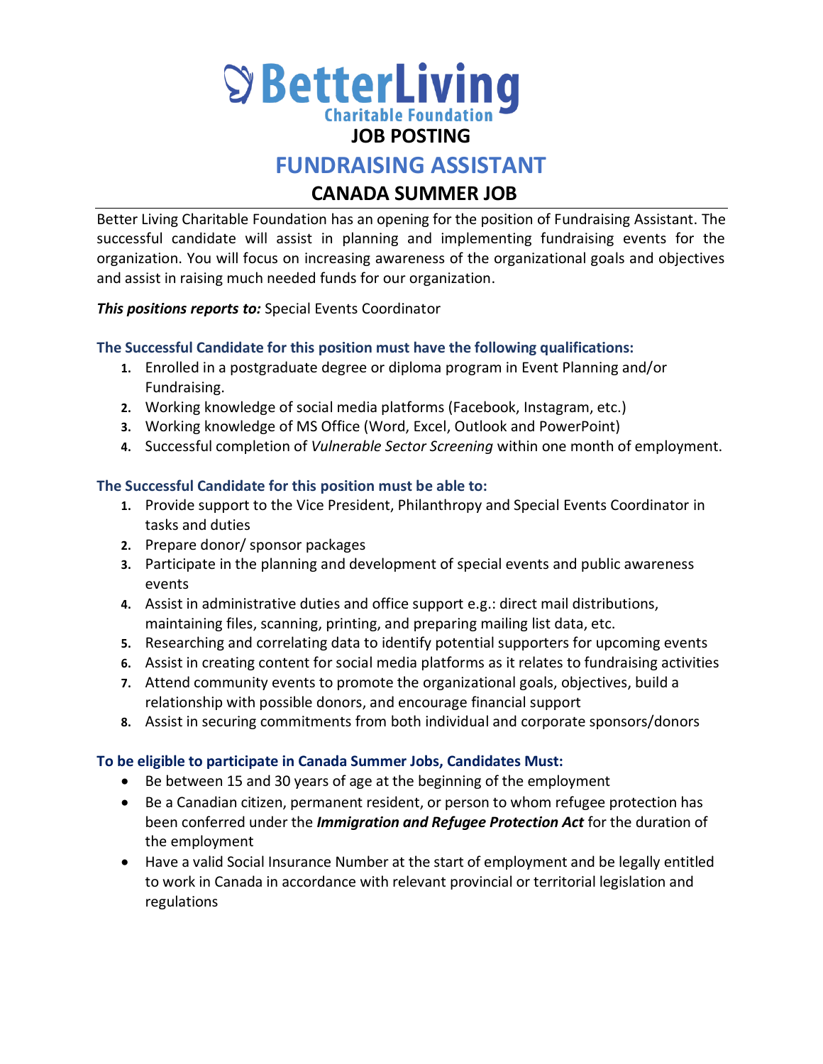**BetterLiving**
**Charitable Foundation**

# JOB POSTING

# FUNDRAISING ASSISTANT

## CANADA SUMMER JOB

Better Living Charitable Foundation has an opening for the position of Fundraising Assistant. The successful candidate will assist in planning and implementing fundraising events for the organization. You will focus on increasing awareness of the organizational goals and objectives and assist in raising much needed funds for our organization.

***This positions reports to:*** Special Events Coordinator

### The Successful Candidate for this position must have the following qualifications:

1. Enrolled in a postgraduate degree or diploma program in Event Planning and/or Fundraising.
2. Working knowledge of social media platforms (Facebook, Instagram, etc.)
3. Working knowledge of MS Office (Word, Excel, Outlook and PowerPoint)
4. Successful completion of *Vulnerable Sector Screening* within one month of employment.

### The Successful Candidate for this position must be able to:

1. Provide support to the Vice President, Philanthropy and Special Events Coordinator in tasks and duties
2. Prepare donor/ sponsor packages
3. Participate in the planning and development of special events and public awareness events
4. Assist in administrative duties and office support e.g.: direct mail distributions, maintaining files, scanning, printing, and preparing mailing list data, etc.
5. Researching and correlating data to identify potential supporters for upcoming events
6. Assist in creating content for social media platforms as it relates to fundraising activities
7. Attend community events to promote the organizational goals, objectives, build a relationship with possible donors, and encourage financial support
8. Assist in securing commitments from both individual and corporate sponsors/donors

### To be eligible to participate in Canada Summer Jobs, Candidates Must:

- Be between 15 and 30 years of age at the beginning of the employment
- Be a Canadian citizen, permanent resident, or person to whom refugee protection has been conferred under the ***Immigration and Refugee Protection Act*** for the duration of the employment
- Have a valid Social Insurance Number at the start of employment and be legally entitled to work in Canada in accordance with relevant provincial or territorial legislation and regulations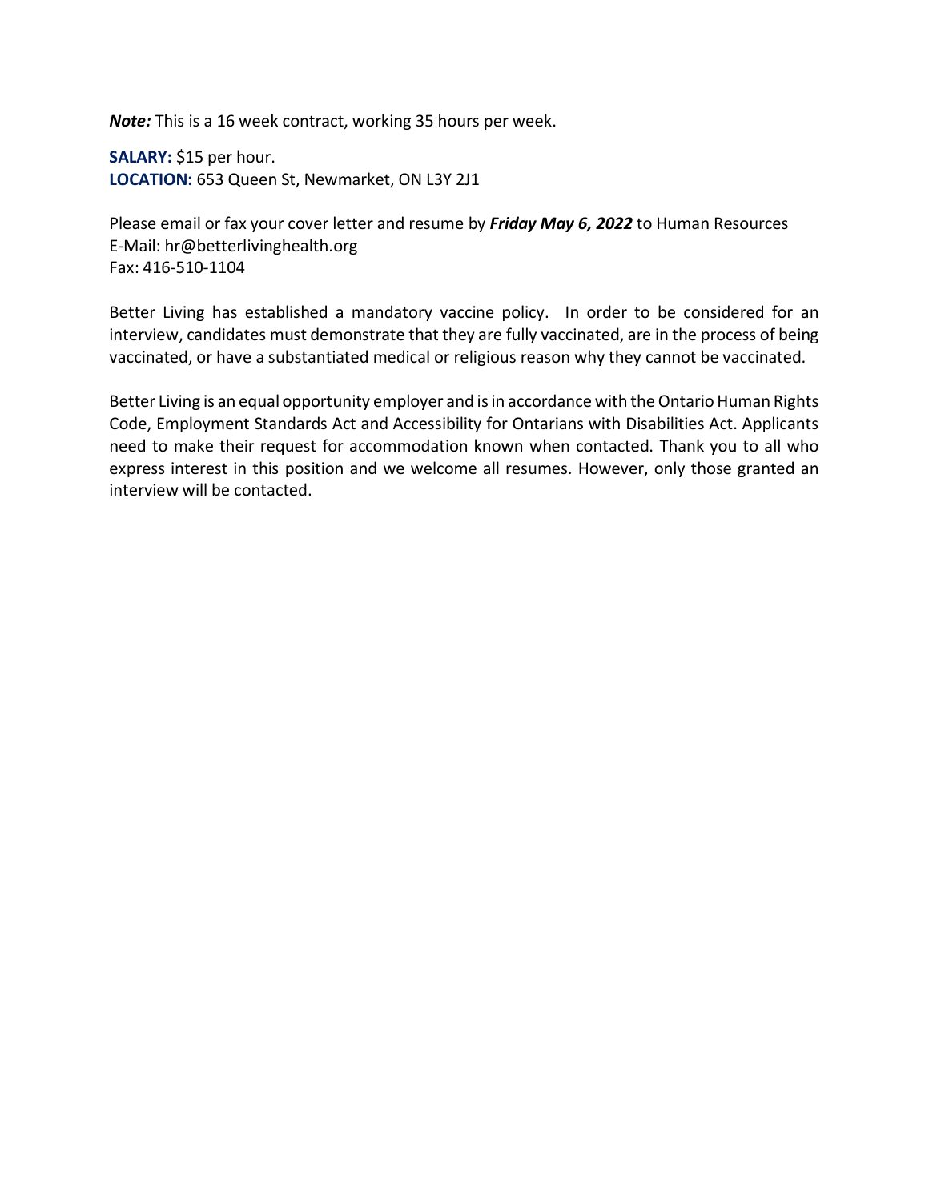***Note:*** This is a 16 week contract, working 35 hours per week.

**SALARY:** $15 per hour.
**LOCATION:** 653 Queen St, Newmarket, ON L3Y 2J1

Please email or fax your cover letter and resume by ***Friday May 6, 2022*** to Human Resources
E-Mail: hr@betterlivinghealth.org
Fax: 416-510-1104

Better Living has established a mandatory vaccine policy. In order to be considered for an interview, candidates must demonstrate that they are fully vaccinated, are in the process of being vaccinated, or have a substantiated medical or religious reason why they cannot be vaccinated.

Better Living is an equal opportunity employer and is in accordance with the Ontario Human Rights Code, Employment Standards Act and Accessibility for Ontarians with Disabilities Act. Applicants need to make their request for accommodation known when contacted. Thank you to all who express interest in this position and we welcome all resumes. However, only those granted an interview will be contacted.